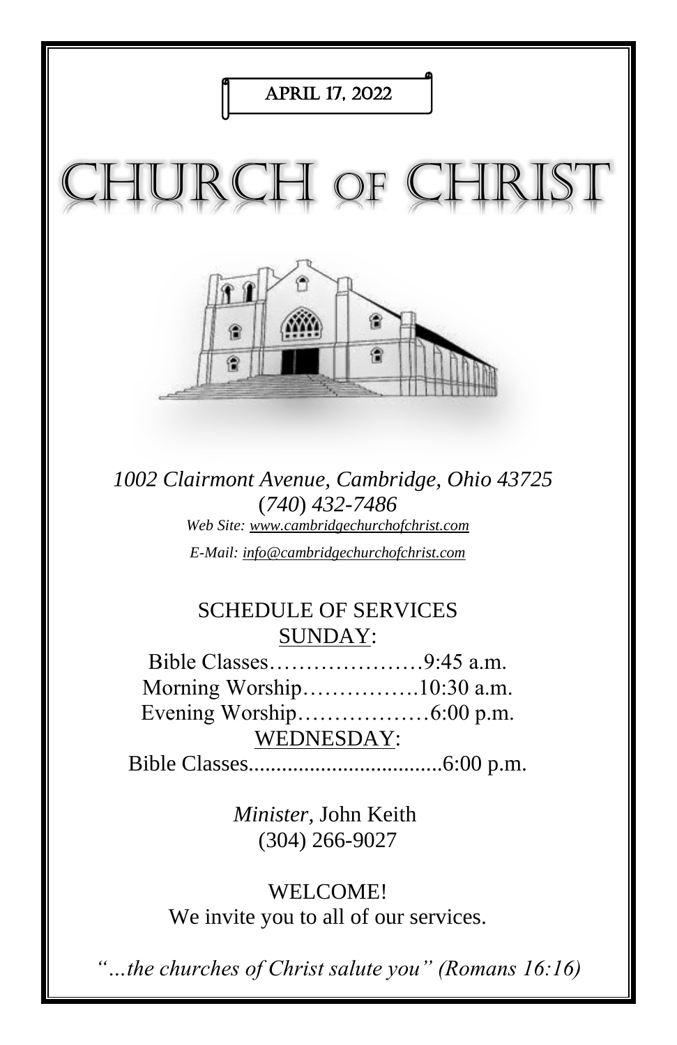APRIL 17, 2022

# CHURCH OF CHRIST

*1002 Clairmont Avenue, Cambridge, Ohio 43725*
*(740) 432-7486*
*Web Site: www.cambridgechurchofchrist.com*
*E-Mail: info@cambridgechurchofchrist.com*

SCHEDULE OF SERVICES

SUNDAY:

Bible Classes…………………9:45 a.m.
Morning Worship…………….10:30 a.m.
Evening Worship………………6:00 p.m.

WEDNESDAY:

Bible Classes..................................6:00 p.m.

*Minister,* John Keith
(304) 266-9027

WELCOME!
We invite you to all of our services.

*"…the churches of Christ salute you" (Romans 16:16)*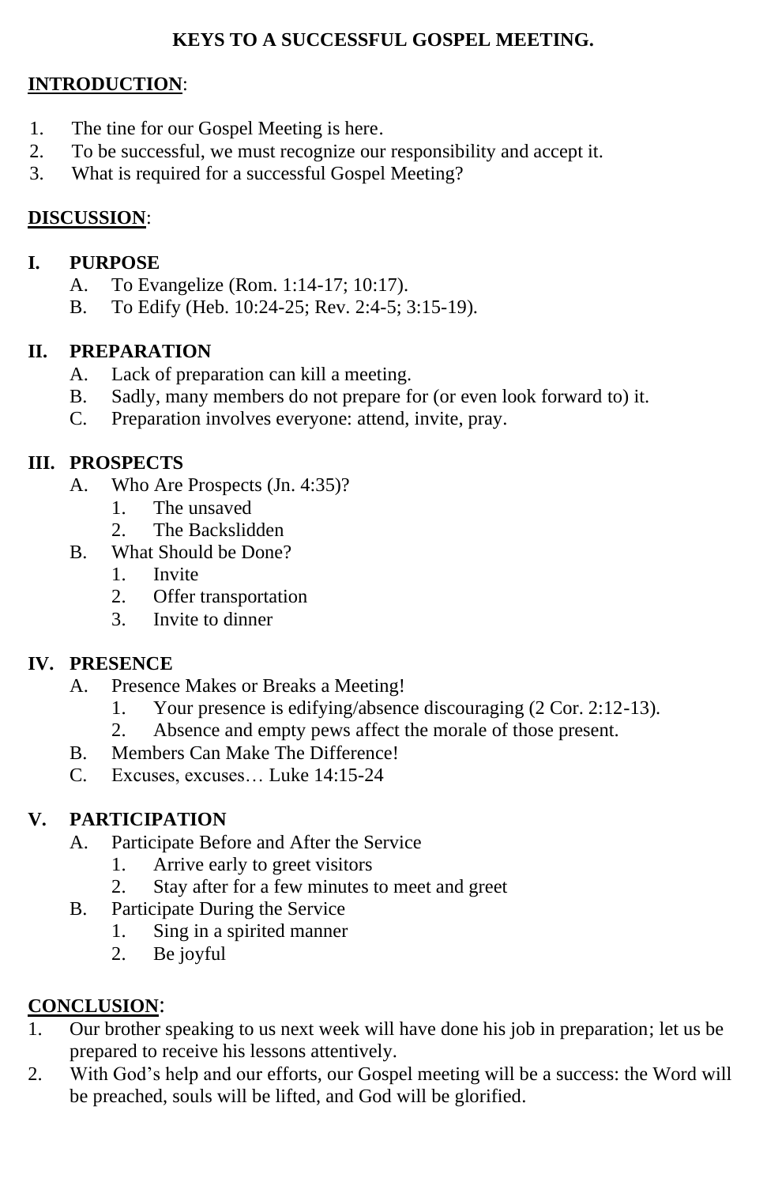# KEYS TO A SUCCESSFUL GOSPEL MEETING.

**INTRODUCTION**:

1. The tine for our Gospel Meeting is here.
2. To be successful, we must recognize our responsibility and accept it.
3. What is required for a successful Gospel Meeting?

**DISCUSSION**:

## I. PURPOSE

A. To Evangelize (Rom. 1:14-17; 10:17).

B. To Edify (Heb. 10:24-25; Rev. 2:4-5; 3:15-19).

## II. PREPARATION

A. Lack of preparation can kill a meeting.

B. Sadly, many members do not prepare for (or even look forward to) it.

C. Preparation involves everyone: attend, invite, pray.

## III. PROSPECTS

A. Who Are Prospects (Jn. 4:35)?

1. The unsaved
2. The Backslidden

B. What Should be Done?

1. Invite
2. Offer transportation
3. Invite to dinner

## IV. PRESENCE

A. Presence Makes or Breaks a Meeting!

1. Your presence is edifying/absence discouraging (2 Cor. 2:12-13).
2. Absence and empty pews affect the morale of those present.

B. Members Can Make The Difference!

C. Excuses, excuses… Luke 14:15-24

## V. PARTICIPATION

A. Participate Before and After the Service

1. Arrive early to greet visitors
2. Stay after for a few minutes to meet and greet

B. Participate During the Service

1. Sing in a spirited manner
2. Be joyful

**CONCLUSION**:

1. Our brother speaking to us next week will have done his job in preparation; let us be prepared to receive his lessons attentively.
2. With God's help and our efforts, our Gospel meeting will be a success: the Word will be preached, souls will be lifted, and God will be glorified.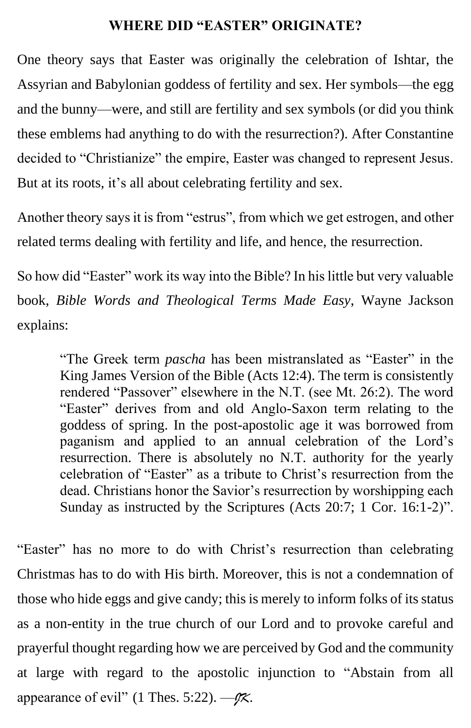## WHERE DID "EASTER" ORIGINATE?

One theory says that Easter was originally the celebration of Ishtar, the Assyrian and Babylonian goddess of fertility and sex. Her symbols—the egg and the bunny—were, and still are fertility and sex symbols (or did you think these emblems had anything to do with the resurrection?). After Constantine decided to "Christianize" the empire, Easter was changed to represent Jesus. But at its roots, it's all about celebrating fertility and sex.

Another theory says it is from "estrus", from which we get estrogen, and other related terms dealing with fertility and life, and hence, the resurrection.

So how did "Easter" work its way into the Bible? In his little but very valuable book, *Bible Words and Theological Terms Made Easy*, Wayne Jackson explains:

> "The Greek term *pascha* has been mistranslated as "Easter" in the King James Version of the Bible (Acts 12:4). The term is consistently rendered "Passover" elsewhere in the N.T. (see Mt. 26:2). The word "Easter" derives from and old Anglo-Saxon term relating to the goddess of spring. In the post-apostolic age it was borrowed from paganism and applied to an annual celebration of the Lord's resurrection. There is absolutely no N.T. authority for the yearly celebration of "Easter" as a tribute to Christ's resurrection from the dead. Christians honor the Savior's resurrection by worshipping each Sunday as instructed by the Scriptures (Acts 20:7; 1 Cor. 16:1-2)".

"Easter" has no more to do with Christ's resurrection than celebrating Christmas has to do with His birth. Moreover, this is not a condemnation of those who hide eggs and give candy; this is merely to inform folks of its status as a non-entity in the true church of our Lord and to provoke careful and prayerful thought regarding how we are perceived by God and the community at large with regard to the apostolic injunction to "Abstain from all appearance of evil" (1 Thes. 5:22). —*JK*.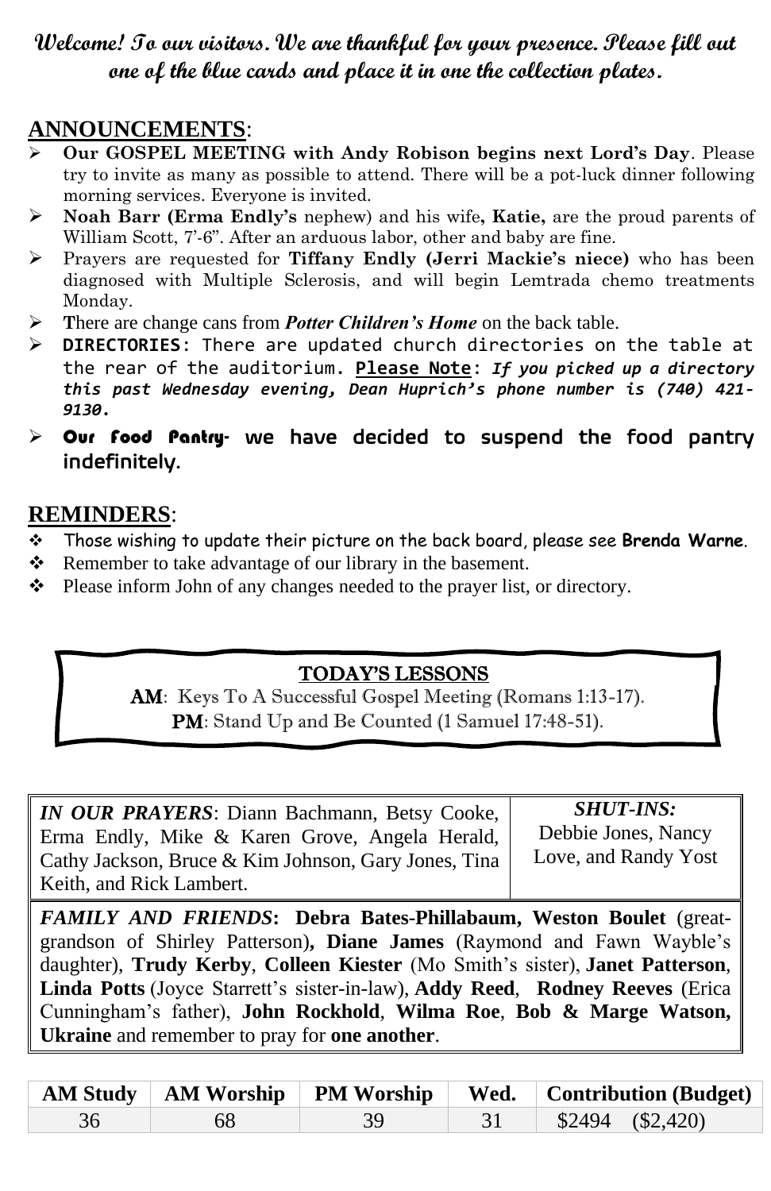**Welcome! To our visitors. We are thankful for your presence. Please fill out one of the blue cards and place it in one the collection plates.**

## ANNOUNCEMENTS:

- **Our GOSPEL MEETING with Andy Robison begins next Lord's Day**. Please try to invite as many as possible to attend. There will be a pot-luck dinner following morning services. Everyone is invited.
- **Noah Barr (Erma Endly's** nephew) and his wife**, Katie,** are the proud parents of William Scott, 7'-6". After an arduous labor, other and baby are fine.
- Prayers are requested for **Tiffany Endly (Jerri Mackie's niece)** who has been diagnosed with Multiple Sclerosis, and will begin Lemtrada chemo treatments Monday.
- **T**here are change cans from ***Potter Children's Home*** on the back table.
- **DIRECTORIES**: There are updated church directories on the table at the rear of the auditorium. **Please Note**: ***If you picked up a directory this past Wednesday evening, Dean Huprich's phone number is (740) 421-9130.***
- **Our Food Pantry**- we have decided to suspend the food pantry indefinitely.

## REMINDERS:

- Those wishing to update their picture on the back board, please see **Brenda Warne**.
- Remember to take advantage of our library in the basement.
- Please inform John of any changes needed to the prayer list, or directory.

### TODAY'S LESSONS

**AM**: Keys To A Successful Gospel Meeting (Romans 1:13-17).
**PM**: Stand Up and Be Counted (1 Samuel 17:48-51).

***IN OUR PRAYERS***: Diann Bachmann, Betsy Cooke, Erma Endly, Mike & Karen Grove, Angela Herald, Cathy Jackson, Bruce & Kim Johnson, Gary Jones, Tina Keith, and Rick Lambert.

***SHUT-INS:***
Debbie Jones, Nancy Love, and Randy Yost

***FAMILY AND FRIENDS*: Debra Bates-Phillabaum, Weston Boulet** (great-grandson of Shirley Patterson)**, Diane James** (Raymond and Fawn Wayble's daughter), **Trudy Kerby**, **Colleen Kiester** (Mo Smith's sister), **Janet Patterson**, **Linda Potts** (Joyce Starrett's sister-in-law), **Addy Reed**, **Rodney Reeves** (Erica Cunningham's father), **John Rockhold**, **Wilma Roe**, **Bob & Marge Watson, Ukraine** and remember to pray for **one another**.

| AM Study | AM Worship | PM Worship | Wed. | Contribution (Budget) |
|---|---|---|---|---|
| 36 | 68 | 39 | 31 | $2494 ($2,420) |